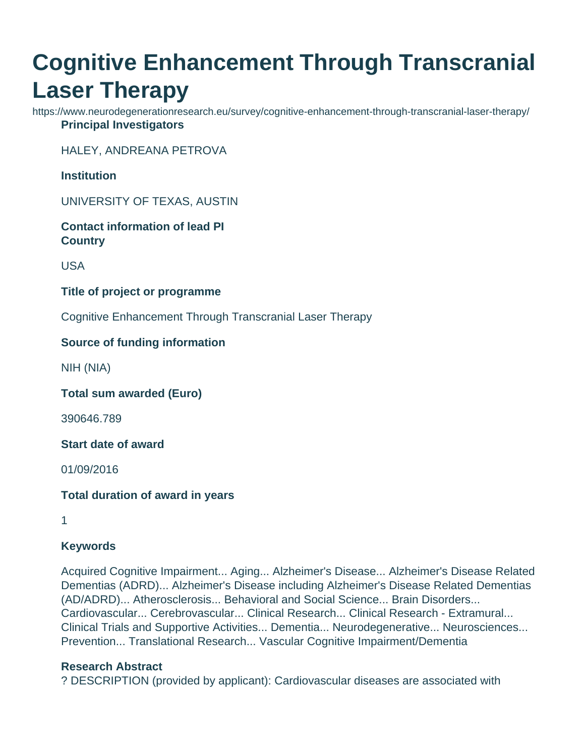# Cognitive Enhancement Through Transcranial Laser Therapy

https://www.neurodegenerationresearch.eu/survey/cognitive-enhancement-through-transcranial-laser-therapy/

**Principal Investigators**

HALEY, ANDREANA PETROVA

**Institution**

UNIVERSITY OF TEXAS, AUSTIN

**Contact information of lead PI**
**Country**

USA

**Title of project or programme**

Cognitive Enhancement Through Transcranial Laser Therapy

**Source of funding information**

NIH (NIA)

**Total sum awarded (Euro)**

390646.789

**Start date of award**

01/09/2016

**Total duration of award in years**

1

**Keywords**

Acquired Cognitive Impairment... Aging... Alzheimer's Disease... Alzheimer's Disease Related Dementias (ADRD)... Alzheimer's Disease including Alzheimer's Disease Related Dementias (AD/ADRD)... Atherosclerosis... Behavioral and Social Science... Brain Disorders... Cardiovascular... Cerebrovascular... Clinical Research... Clinical Research - Extramural... Clinical Trials and Supportive Activities... Dementia... Neurodegenerative... Neurosciences... Prevention... Translational Research... Vascular Cognitive Impairment/Dementia

**Research Abstract**

? DESCRIPTION (provided by applicant): Cardiovascular diseases are associated with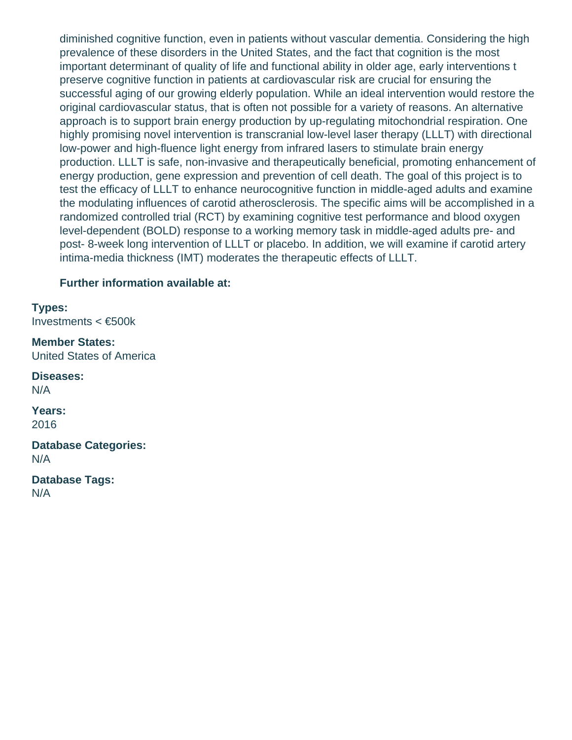diminished cognitive function, even in patients without vascular dementia. Considering the high prevalence of these disorders in the United States, and the fact that cognition is the most important determinant of quality of life and functional ability in older age, early interventions t preserve cognitive function in patients at cardiovascular risk are crucial for ensuring the successful aging of our growing elderly population. While an ideal intervention would restore the original cardiovascular status, that is often not possible for a variety of reasons. An alternative approach is to support brain energy production by up-regulating mitochondrial respiration. One highly promising novel intervention is transcranial low-level laser therapy (LLLT) with directional low-power and high-fluence light energy from infrared lasers to stimulate brain energy production. LLLT is safe, non-invasive and therapeutically beneficial, promoting enhancement of energy production, gene expression and prevention of cell death. The goal of this project is to test the efficacy of LLLT to enhance neurocognitive function in middle-aged adults and examine the modulating influences of carotid atherosclerosis. The specific aims will be accomplished in a randomized controlled trial (RCT) by examining cognitive test performance and blood oxygen level-dependent (BOLD) response to a working memory task in middle-aged adults pre- and post- 8-week long intervention of LLLT or placebo. In addition, we will examine if carotid artery intima-media thickness (IMT) moderates the therapeutic effects of LLLT.

**Further information available at:**

**Types:**
Investments < €500k

**Member States:**
United States of America

**Diseases:**
N/A

**Years:**
2016

**Database Categories:**
N/A

**Database Tags:**
N/A